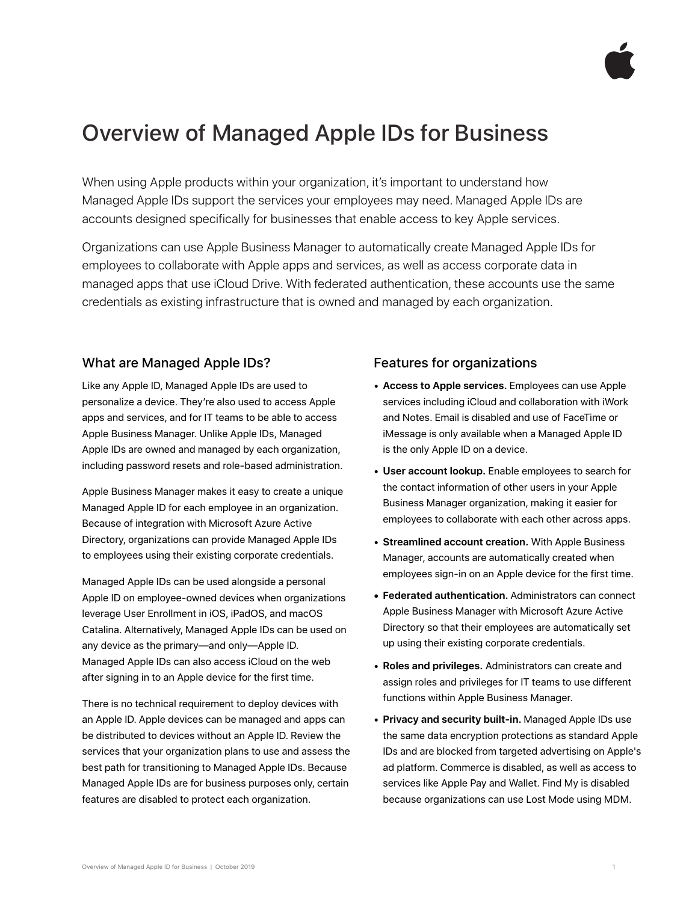# Overview of Managed Apple IDs for Business

When using Apple products within your organization, it's important to understand how Managed Apple IDs support the services your employees may need. Managed Apple IDs are accounts designed specifically for businesses that enable access to key Apple services.

Organizations can use Apple Business Manager to automatically create Managed Apple IDs for employees to collaborate with Apple apps and services, as well as access corporate data in managed apps that use iCloud Drive. With federated authentication, these accounts use the same credentials as existing infrastructure that is owned and managed by each organization.

## What are Managed Apple IDs?

Like any Apple ID, Managed Apple IDs are used to personalize a device. They're also used to access Apple apps and services, and for IT teams to be able to access Apple Business Manager. Unlike Apple IDs, Managed Apple IDs are owned and managed by each organization, including password resets and role-based administration.

Apple Business Manager makes it easy to create a unique Managed Apple ID for each employee in an organization. Because of integration with Microsoft Azure Active Directory, organizations can provide Managed Apple IDs to employees using their existing corporate credentials.

Managed Apple IDs can be used alongside a personal Apple ID on employee-owned devices when organizations leverage User Enrollment in iOS, iPadOS, and macOS Catalina. Alternatively, Managed Apple IDs can be used on any device as the primary—and only—Apple ID. Managed Apple IDs can also access iCloud on the web after signing in to an Apple device for the first time.

There is no technical requirement to deploy devices with an Apple ID. Apple devices can be managed and apps can be distributed to devices without an Apple ID. Review the services that your organization plans to use and assess the best path for transitioning to Managed Apple IDs. Because Managed Apple IDs are for business purposes only, certain features are disabled to protect each organization.

## Features for organizations

- **Access to Apple services.** Employees can use Apple services including iCloud and collaboration with iWork and Notes. Email is disabled and use of FaceTime or iMessage is only available when a Managed Apple ID is the only Apple ID on a device.
- **User account lookup.** Enable employees to search for the contact information of other users in your Apple Business Manager organization, making it easier for employees to collaborate with each other across apps.
- **Streamlined account creation.** With Apple Business Manager, accounts are automatically created when employees sign-in on an Apple device for the first time.
- **Federated authentication.** Administrators can connect Apple Business Manager with Microsoft Azure Active Directory so that their employees are automatically set up using their existing corporate credentials.
- **Roles and privileges.** Administrators can create and assign roles and privileges for IT teams to use different functions within Apple Business Manager.
- **Privacy and security built-in.** Managed Apple IDs use the same data encryption protections as standard Apple IDs and are blocked from targeted advertising on Apple's ad platform. Commerce is disabled, as well as access to services like Apple Pay and Wallet. Find My is disabled because organizations can use Lost Mode using MDM.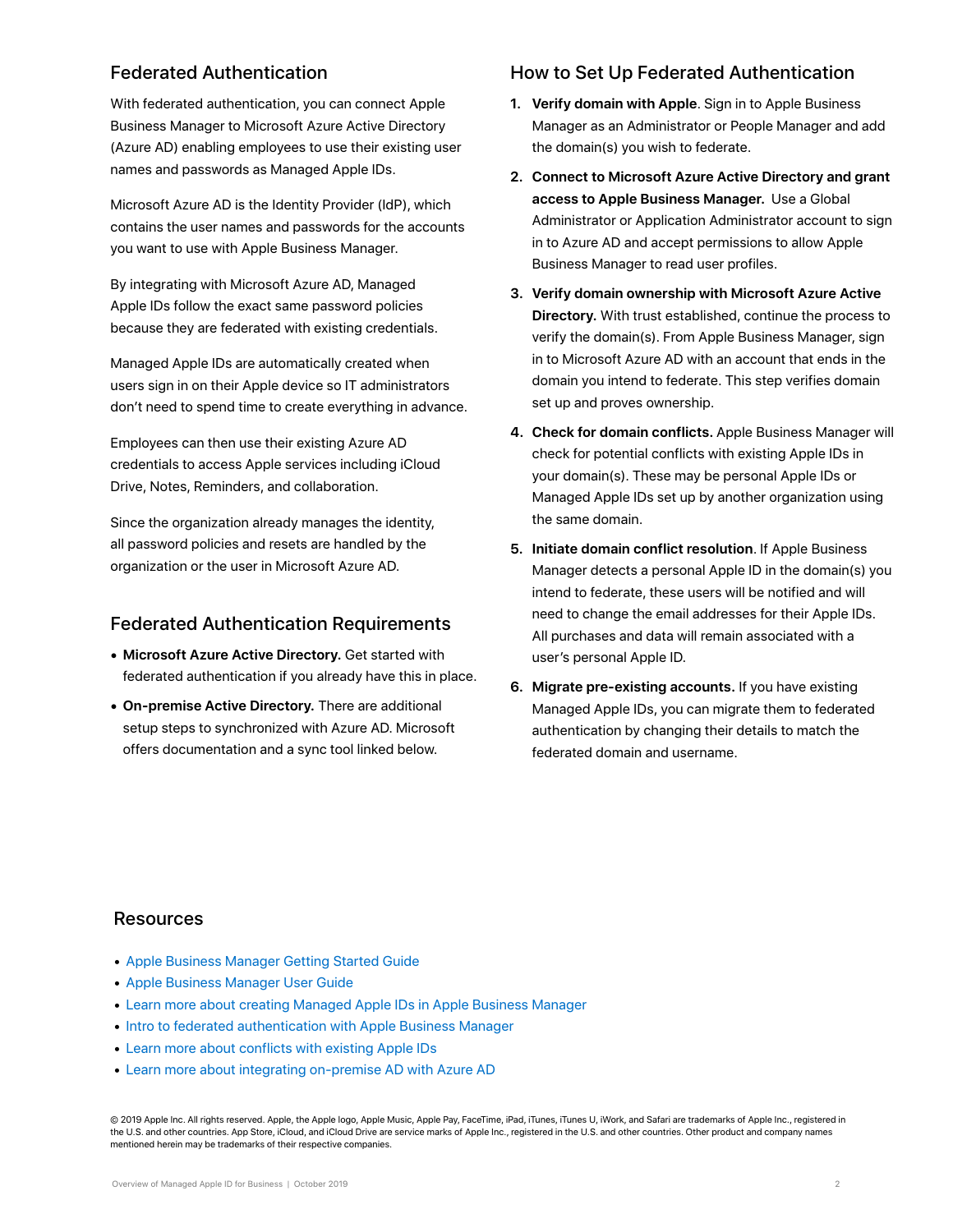## Federated Authentication

With federated authentication, you can connect Apple Business Manager to Microsoft Azure Active Directory (Azure AD) enabling employees to use their existing user names and passwords as Managed Apple IDs.

Microsoft Azure AD is the Identity Provider (IdP), which contains the user names and passwords for the accounts you want to use with Apple Business Manager.

By integrating with Microsoft Azure AD, Managed Apple IDs follow the exact same password policies because they are federated with existing credentials.

Managed Apple IDs are automatically created when users sign in on their Apple device so IT administrators don't need to spend time to create everything in advance.

Employees can then use their existing Azure AD credentials to access Apple services including iCloud Drive, Notes, Reminders, and collaboration.

Since the organization already manages the identity, all password policies and resets are handled by the organization or the user in Microsoft Azure AD.

## Federated Authentication Requirements

- **Microsoft Azure Active Directory.** Get started with federated authentication if you already have this in place.
- **On-premise Active Directory.** There are additional setup steps to synchronized with Azure AD. Microsoft offers documentation and a sync tool linked below.

## How to Set Up Federated Authentication

1. **Verify domain with Apple**. Sign in to Apple Business Manager as an Administrator or People Manager and add the domain(s) you wish to federate.
2. **Connect to Microsoft Azure Active Directory and grant access to Apple Business Manager.** Use a Global Administrator or Application Administrator account to sign in to Azure AD and accept permissions to allow Apple Business Manager to read user profiles.
3. **Verify domain ownership with Microsoft Azure Active Directory.** With trust established, continue the process to verify the domain(s). From Apple Business Manager, sign in to Microsoft Azure AD with an account that ends in the domain you intend to federate. This step verifies domain set up and proves ownership.
4. **Check for domain conflicts.** Apple Business Manager will check for potential conflicts with existing Apple IDs in your domain(s). These may be personal Apple IDs or Managed Apple IDs set up by another organization using the same domain.
5. **Initiate domain conflict resolution**. If Apple Business Manager detects a personal Apple ID in the domain(s) you intend to federate, these users will be notified and will need to change the email addresses for their Apple IDs. All purchases and data will remain associated with a user's personal Apple ID.
6. **Migrate pre-existing accounts.** If you have existing Managed Apple IDs, you can migrate them to federated authentication by changing their details to match the federated domain and username.

## Resources

- Apple Business Manager Getting Started Guide
- Apple Business Manager User Guide
- Learn more about creating Managed Apple IDs in Apple Business Manager
- Intro to federated authentication with Apple Business Manager
- Learn more about conflicts with existing Apple IDs
- Learn more about integrating on-premise AD with Azure AD

© 2019 Apple Inc. All rights reserved. Apple, the Apple logo, Apple Music, Apple Pay, FaceTime, iPad, iTunes, iTunes U, iWork, and Safari are trademarks of Apple Inc., registered in the U.S. and other countries. App Store, iCloud, and iCloud Drive are service marks of Apple Inc., registered in the U.S. and other countries. Other product and company names mentioned herein may be trademarks of their respective companies.